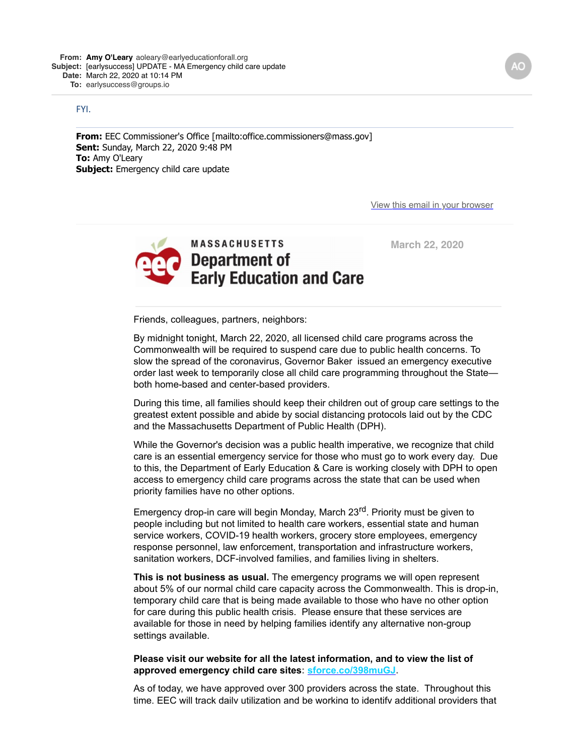**From:** **Amy O'Leary** aoleary@earlyeducationforall.org
**Subject:** [earlysuccess] UPDATE - MA Emergency child care update
**Date:** March 22, 2020 at 10:14 PM
**To:** earlysuccess@groups.io

AO

FYI.

---

**From:** EEC Commissioner's Office [mailto:office.commissioners@mass.gov]
**Sent:** Sunday, March 22, 2020 9:48 PM
**To:** Amy O'Leary
**Subject:** Emergency child care update

View this email in your browser

MASSACHUSETTS
Department of Early Education and Care

March 22, 2020

---

Friends, colleagues, partners, neighbors:

By midnight tonight, March 22, 2020, all licensed child care programs across the Commonwealth will be required to suspend care due to public health concerns. To slow the spread of the coronavirus, Governor Baker issued an emergency executive order last week to temporarily close all child care programming throughout the State—both home-based and center-based providers.

During this time, all families should keep their children out of group care settings to the greatest extent possible and abide by social distancing protocols laid out by the CDC and the Massachusetts Department of Public Health (DPH).

While the Governor's decision was a public health imperative, we recognize that child care is an essential emergency service for those who must go to work every day. Due to this, the Department of Early Education & Care is working closely with DPH to open access to emergency child care programs across the state that can be used when priority families have no other options.

Emergency drop-in care will begin Monday, March 23rd. Priority must be given to people including but not limited to health care workers, essential state and human service workers, COVID-19 health workers, grocery store employees, emergency response personnel, law enforcement, transportation and infrastructure workers, sanitation workers, DCF-involved families, and families living in shelters.

**This is not business as usual.** The emergency programs we will open represent about 5% of our normal child care capacity across the Commonwealth. This is drop-in, temporary child care that is being made available to those who have no other option for care during this public health crisis. Please ensure that these services are available for those in need by helping families identify any alternative non-group settings available.

**Please visit our website for all the latest information, and to view the list of approved emergency child care sites:** sforce.co/398muGJ.

As of today, we have approved over 300 providers across the state. Throughout this time, EEC will track daily utilization and be working to identify additional providers that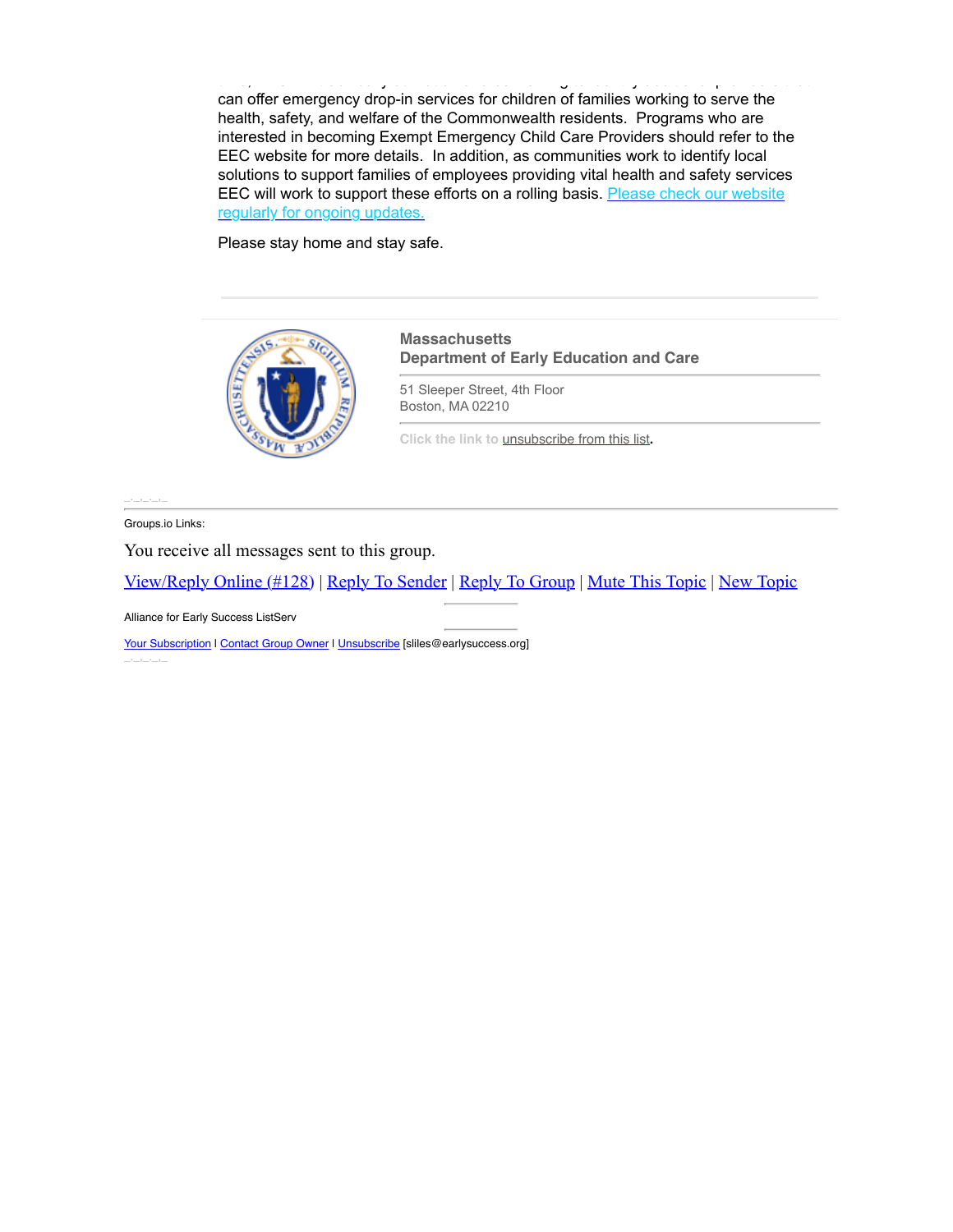can offer emergency drop-in services for children of families working to serve the health, safety, and welfare of the Commonwealth residents. Programs who are interested in becoming Exempt Emergency Child Care Providers should refer to the EEC website for more details. In addition, as communities work to identify local solutions to support families of employees providing vital health and safety services EEC will work to support these efforts on a rolling basis. Please check our website regularly for ongoing updates.

Please stay home and stay safe.

---

**Massachusetts**
**Department of Early Education and Care**

51 Sleeper Street, 4th Floor
Boston, MA 02210

Click the link to unsubscribe from this list.

---

Groups.io Links:

You receive all messages sent to this group.

View/Reply Online (#128) | Reply To Sender | Reply To Group | Mute This Topic | New Topic

Alliance for Early Success ListServ

Your Subscription | Contact Group Owner | Unsubscribe [sliles@earlysuccess.org]